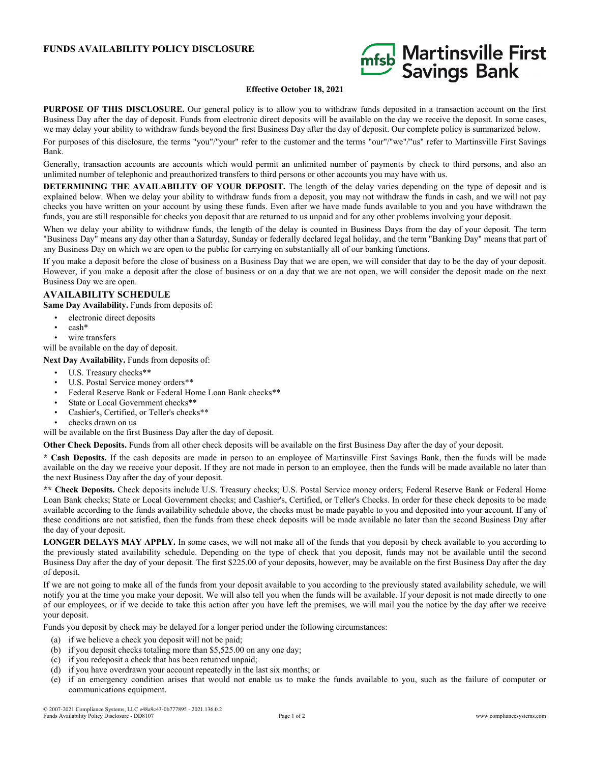# FUNDS AVAILABILITY POLICY DISCLOSURE

Martinsville First Savings Bank

**Effective October 18, 2021**

**PURPOSE OF THIS DISCLOSURE.** Our general policy is to allow you to withdraw funds deposited in a transaction account on the first Business Day after the day of deposit. Funds from electronic direct deposits will be available on the day we receive the deposit. In some cases, we may delay your ability to withdraw funds beyond the first Business Day after the day of deposit. Our complete policy is summarized below.

For purposes of this disclosure, the terms "you"/"your" refer to the customer and the terms "our"/"we"/"us" refer to Martinsville First Savings Bank.

Generally, transaction accounts are accounts which would permit an unlimited number of payments by check to third persons, and also an unlimited number of telephonic and preauthorized transfers to third persons or other accounts you may have with us.

**DETERMINING THE AVAILABILITY OF YOUR DEPOSIT.** The length of the delay varies depending on the type of deposit and is explained below. When we delay your ability to withdraw funds from a deposit, you may not withdraw the funds in cash, and we will not pay checks you have written on your account by using these funds. Even after we have made funds available to you and you have withdrawn the funds, you are still responsible for checks you deposit that are returned to us unpaid and for any other problems involving your deposit.

When we delay your ability to withdraw funds, the length of the delay is counted in Business Days from the day of your deposit. The term "Business Day" means any day other than a Saturday, Sunday or federally declared legal holiday, and the term "Banking Day" means that part of any Business Day on which we are open to the public for carrying on substantially all of our banking functions.

If you make a deposit before the close of business on a Business Day that we are open, we will consider that day to be the day of your deposit. However, if you make a deposit after the close of business or on a day that we are not open, we will consider the deposit made on the next Business Day we are open.

## AVAILABILITY SCHEDULE

**Same Day Availability.** Funds from deposits of:

- electronic direct deposits
- cash*
- wire transfers

will be available on the day of deposit.

**Next Day Availability.** Funds from deposits of:

- U.S. Treasury checks**
- U.S. Postal Service money orders**
- Federal Reserve Bank or Federal Home Loan Bank checks**
- State or Local Government checks**
- Cashier's, Certified, or Teller's checks**
- checks drawn on us

will be available on the first Business Day after the day of deposit.

**Other Check Deposits.** Funds from all other check deposits will be available on the first Business Day after the day of your deposit.

**\* Cash Deposits.** If the cash deposits are made in person to an employee of Martinsville First Savings Bank, then the funds will be made available on the day we receive your deposit. If they are not made in person to an employee, then the funds will be made available no later than the next Business Day after the day of your deposit.

**\*\* Check Deposits.** Check deposits include U.S. Treasury checks; U.S. Postal Service money orders; Federal Reserve Bank or Federal Home Loan Bank checks; State or Local Government checks; and Cashier's, Certified, or Teller's Checks. In order for these check deposits to be made available according to the funds availability schedule above, the checks must be made payable to you and deposited into your account. If any of these conditions are not satisfied, then the funds from these check deposits will be made available no later than the second Business Day after the day of your deposit.

**LONGER DELAYS MAY APPLY.** In some cases, we will not make all of the funds that you deposit by check available to you according to the previously stated availability schedule. Depending on the type of check that you deposit, funds may not be available until the second Business Day after the day of your deposit. The first $225.00 of your deposits, however, may be available on the first Business Day after the day of deposit.

If we are not going to make all of the funds from your deposit available to you according to the previously stated availability schedule, we will notify you at the time you make your deposit. We will also tell you when the funds will be available. If your deposit is not made directly to one of our employees, or if we decide to take this action after you have left the premises, we will mail you the notice by the day after we receive your deposit.

Funds you deposit by check may be delayed for a longer period under the following circumstances:

(a) if we believe a check you deposit will not be paid;
(b) if you deposit checks totaling more than $5,525.00 on any one day;
(c) if you redeposit a check that has been returned unpaid;
(d) if you have overdrawn your account repeatedly in the last six months; or
(e) if an emergency condition arises that would not enable us to make the funds available to you, such as the failure of computer or communications equipment.

© 2007-2021 Compliance Systems, LLC e48a9c43-0b777895 - 2021.136.0.2
Funds Availability Policy Disclosure - DD8107 www.compliancesystems.com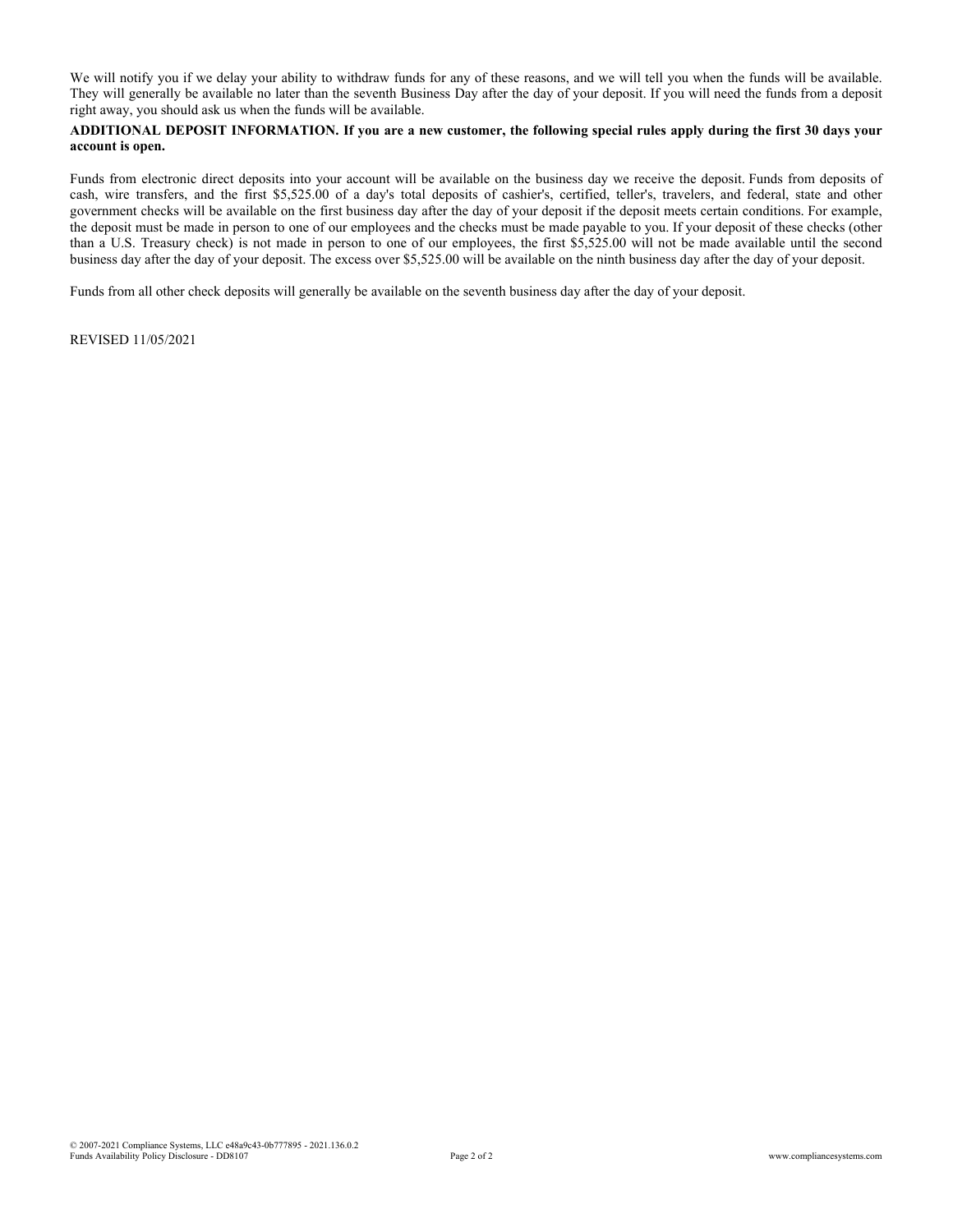We will notify you if we delay your ability to withdraw funds for any of these reasons, and we will tell you when the funds will be available. They will generally be available no later than the seventh Business Day after the day of your deposit. If you will need the funds from a deposit right away, you should ask us when the funds will be available.

**ADDITIONAL DEPOSIT INFORMATION. If you are a new customer, the following special rules apply during the first 30 days your account is open.**

Funds from electronic direct deposits into your account will be available on the business day we receive the deposit. Funds from deposits of cash, wire transfers, and the first $5,525.00 of a day's total deposits of cashier's, certified, teller's, travelers, and federal, state and other government checks will be available on the first business day after the day of your deposit if the deposit meets certain conditions. For example, the deposit must be made in person to one of our employees and the checks must be made payable to you. If your deposit of these checks (other than a U.S. Treasury check) is not made in person to one of our employees, the first $5,525.00 will not be made available until the second business day after the day of your deposit. The excess over $5,525.00 will be available on the ninth business day after the day of your deposit.

Funds from all other check deposits will generally be available on the seventh business day after the day of your deposit.

REVISED 11/05/2021